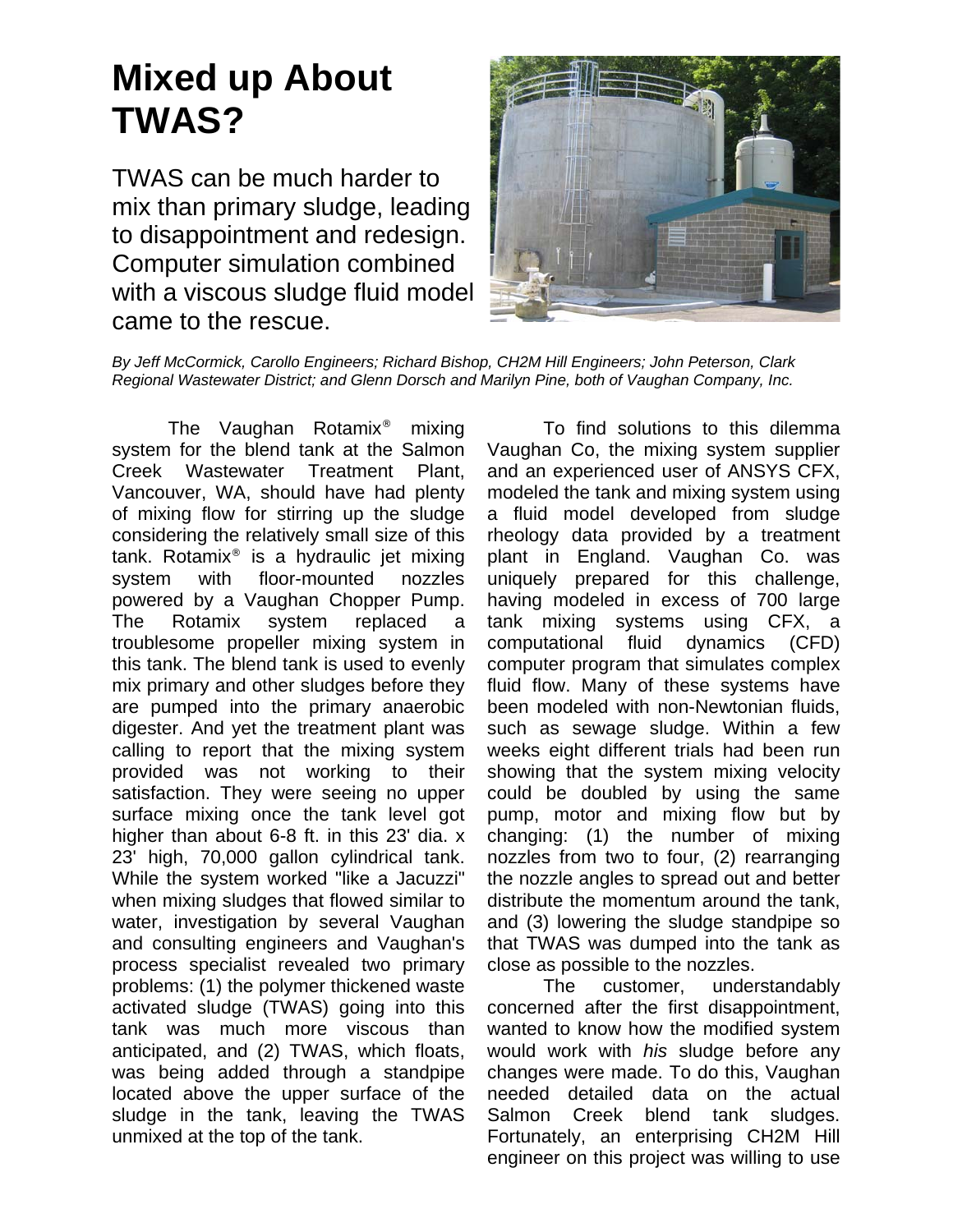# Mixed up About TWAS?

TWAS can be much harder to mix than primary sludge, leading to disappointment and redesign. Computer simulation combined with a viscous sludge fluid model came to the rescue.

*By Jeff McCormick, Carollo Engineers; Richard Bishop, CH2M Hill Engineers; John Peterson, Clark Regional Wastewater District; and Glenn Dorsch and Marilyn Pine, both of Vaughan Company, Inc.*

The Vaughan Rotamix® mixing system for the blend tank at the Salmon Creek Wastewater Treatment Plant, Vancouver, WA, should have had plenty of mixing flow for stirring up the sludge considering the relatively small size of this tank. Rotamix® is a hydraulic jet mixing system with floor-mounted nozzles powered by a Vaughan Chopper Pump. The Rotamix system replaced a troublesome propeller mixing system in this tank. The blend tank is used to evenly mix primary and other sludges before they are pumped into the primary anaerobic digester. And yet the treatment plant was calling to report that the mixing system provided was not working to their satisfaction. They were seeing no upper surface mixing once the tank level got higher than about 6-8 ft. in this 23' dia. x 23' high, 70,000 gallon cylindrical tank. While the system worked "like a Jacuzzi" when mixing sludges that flowed similar to water, investigation by several Vaughan and consulting engineers and Vaughan's process specialist revealed two primary problems: (1) the polymer thickened waste activated sludge (TWAS) going into this tank was much more viscous than anticipated, and (2) TWAS, which floats, was being added through a standpipe located above the upper surface of the sludge in the tank, leaving the TWAS unmixed at the top of the tank.

To find solutions to this dilemma Vaughan Co, the mixing system supplier and an experienced user of ANSYS CFX, modeled the tank and mixing system using a fluid model developed from sludge rheology data provided by a treatment plant in England. Vaughan Co. was uniquely prepared for this challenge, having modeled in excess of 700 large tank mixing systems using CFX, a computational fluid dynamics (CFD) computer program that simulates complex fluid flow. Many of these systems have been modeled with non-Newtonian fluids, such as sewage sludge. Within a few weeks eight different trials had been run showing that the system mixing velocity could be doubled by using the same pump, motor and mixing flow but by changing: (1) the number of mixing nozzles from two to four, (2) rearranging the nozzle angles to spread out and better distribute the momentum around the tank, and (3) lowering the sludge standpipe so that TWAS was dumped into the tank as close as possible to the nozzles.

The customer, understandably concerned after the first disappointment, wanted to know how the modified system would work with *his* sludge before any changes were made. To do this, Vaughan needed detailed data on the actual Salmon Creek blend tank sludges. Fortunately, an enterprising CH2M Hill engineer on this project was willing to use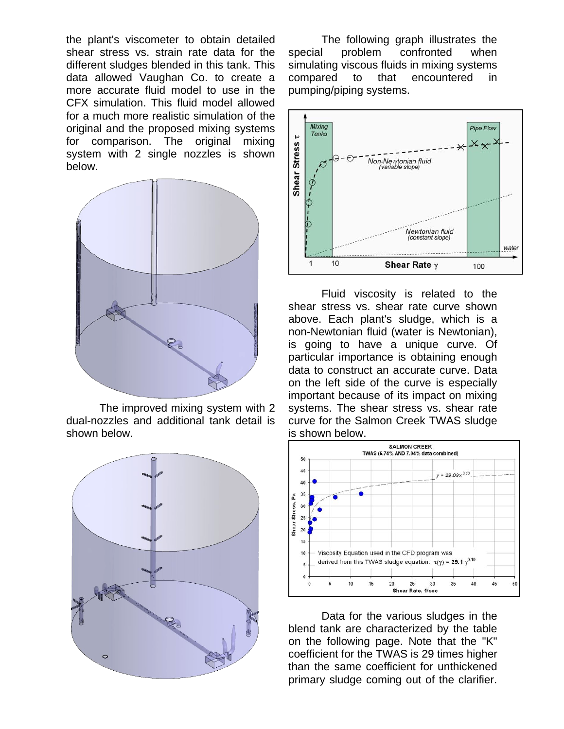the plant's viscometer to obtain detailed shear stress vs. strain rate data for the different sludges blended in this tank. This data allowed Vaughan Co. to create a more accurate fluid model to use in the CFX simulation. This fluid model allowed for a much more realistic simulation of the original and the proposed mixing systems for comparison. The original mixing system with 2 single nozzles is shown below.

The improved mixing system with 2 dual-nozzles and additional tank detail is shown below.

The following graph illustrates the special problem confronted when simulating viscous fluids in mixing systems compared to that encountered in pumping/piping systems.

Fluid viscosity is related to the shear stress vs. shear rate curve shown above. Each plant's sludge, which is a non-Newtonian fluid (water is Newtonian), is going to have a unique curve. Of particular importance is obtaining enough data to construct an accurate curve. Data on the left side of the curve is especially important because of its impact on mixing systems. The shear stress vs. shear rate curve for the Salmon Creek TWAS sludge is shown below.

Data for the various sludges in the blend tank are characterized by the table on the following page. Note that the "K" coefficient for the TWAS is 29 times higher than the same coefficient for unthickened primary sludge coming out of the clarifier.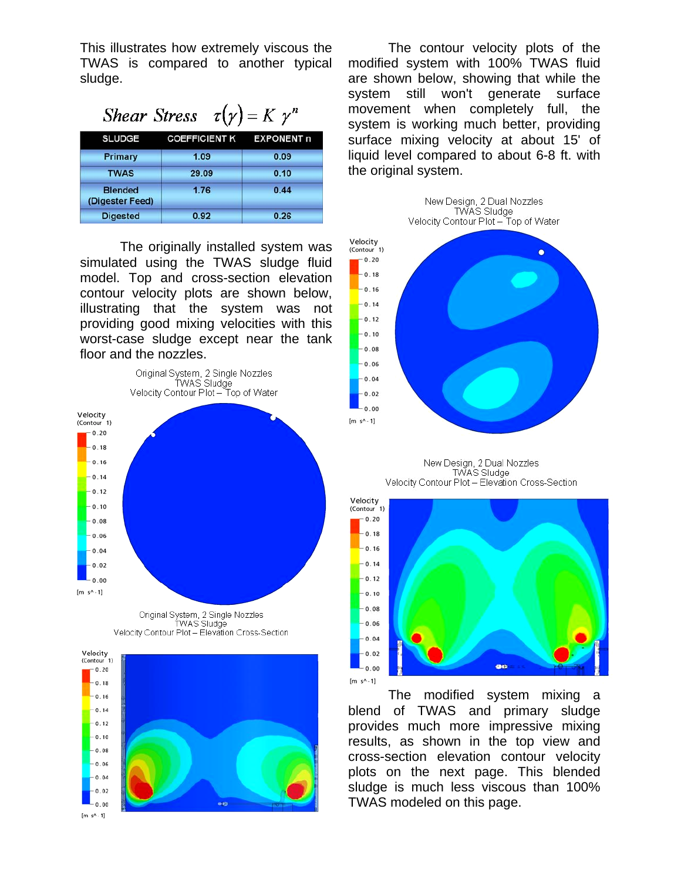This illustrates how extremely viscous the TWAS is compared to another typical sludge.

*Shear Stress* $\tau(\gamma) = K\ \gamma^n$

| SLUDGE | COEFFICIENT K | EXPONENT n |
|---|---|---|
| Primary | 1.09 | 0.09 |
| TWAS | 29.09 | 0.10 |
| Blended (Digester Feed) | 1.76 | 0.44 |
| Digested | 0.92 | 0.26 |

The originally installed system was simulated using the TWAS sludge fluid model. Top and cross-section elevation contour velocity plots are shown below, illustrating that the system was not providing good mixing velocities with this worst-case sludge except near the tank floor and the nozzles.

Original System, 2 Single Nozzles
TWAS Sludge
Velocity Contour Plot – Top of Water

Original System, 2 Single Nozzles
TWAS Sludge
Velocity Contour Plot – Elevation Cross-Section

The contour velocity plots of the modified system with 100% TWAS fluid are shown below, showing that while the system still won't generate surface movement when completely full, the system is working much better, providing surface mixing velocity at about 15' of liquid level compared to about 6-8 ft. with the original system.

New Design, 2 Dual Nozzles
TWAS Sludge
Velocity Contour Plot – Top of Water

New Design, 2 Dual Nozzles
TWAS Sludge
Velocity Contour Plot – Elevation Cross-Section

The modified system mixing a blend of TWAS and primary sludge provides much more impressive mixing results, as shown in the top view and cross-section elevation contour velocity plots on the next page. This blended sludge is much less viscous than 100% TWAS modeled on this page.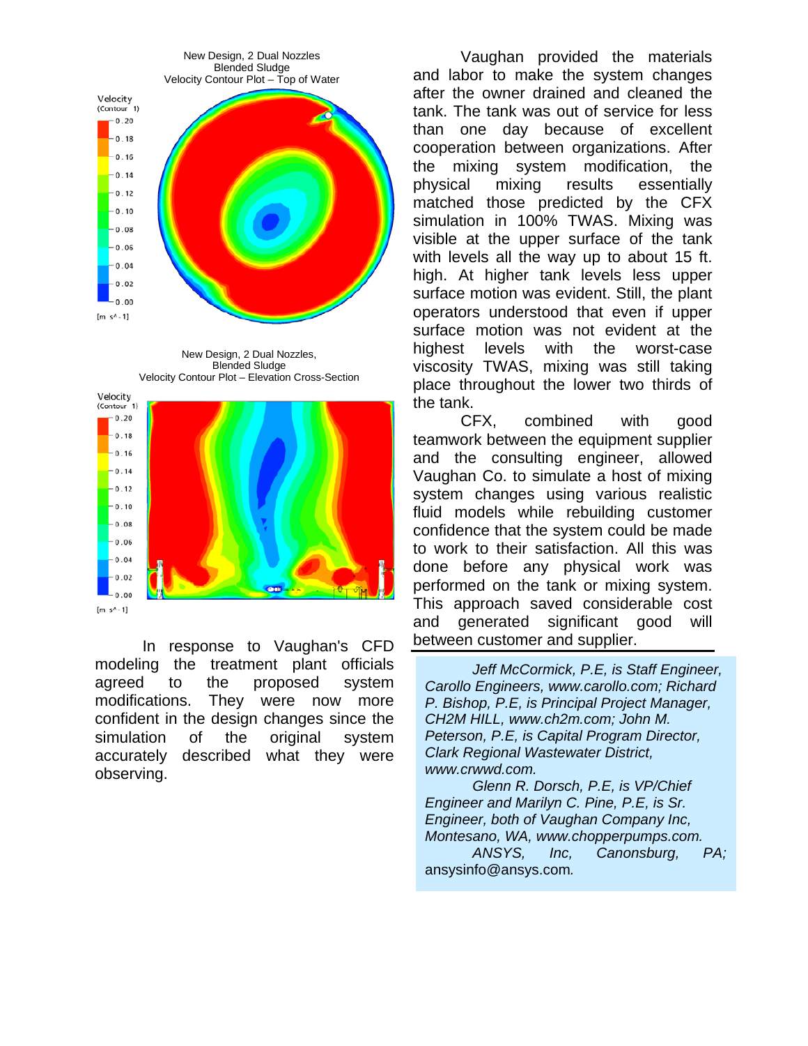New Design, 2 Dual Nozzles
Blended Sludge
Velocity Contour Plot – Top of Water

Velocity
(Contour 1)
0.20
0.18
0.16
0.14
0.12
0.10
0.08
0.06
0.04
0.02
0.00
[m s^-1]

New Design, 2 Dual Nozzles,
Blended Sludge
Velocity Contour Plot – Elevation Cross-Section

Velocity
(Contour 1)
0.20
0.18
0.16
0.14
0.12
0.10
0.08
0.06
0.04
0.02
0.00
[m s^-1]

In response to Vaughan's CFD modeling the treatment plant officials agreed to the proposed system modifications. They were now more confident in the design changes since the simulation of the original system accurately described what they were observing.

Vaughan provided the materials and labor to make the system changes after the owner drained and cleaned the tank. The tank was out of service for less than one day because of excellent cooperation between organizations. After the mixing system modification, the physical mixing results essentially matched those predicted by the CFX simulation in 100% TWAS. Mixing was visible at the upper surface of the tank with levels all the way up to about 15 ft. high. At higher tank levels less upper surface motion was evident. Still, the plant operators understood that even if upper surface motion was not evident at the highest levels with the worst-case viscosity TWAS, mixing was still taking place throughout the lower two thirds of the tank.

CFX, combined with good teamwork between the equipment supplier and the consulting engineer, allowed Vaughan Co. to simulate a host of mixing system changes using various realistic fluid models while rebuilding customer confidence that the system could be made to work to their satisfaction. All this was done before any physical work was performed on the tank or mixing system. This approach saved considerable cost and generated significant good will between customer and supplier.

*Jeff McCormick, P.E, is Staff Engineer, Carollo Engineers, www.carollo.com; Richard P. Bishop, P.E, is Principal Project Manager, CH2M HILL, www.ch2m.com; John M. Peterson, P.E, is Capital Program Director, Clark Regional Wastewater District, www.crwwd.com.*

*Glenn R. Dorsch, P.E, is VP/Chief Engineer and Marilyn C. Pine, P.E, is Sr. Engineer, both of Vaughan Company Inc, Montesano, WA, www.chopperpumps.com.*

*ANSYS, Inc, Canonsburg, PA;* ansysinfo@ansys.com*.*